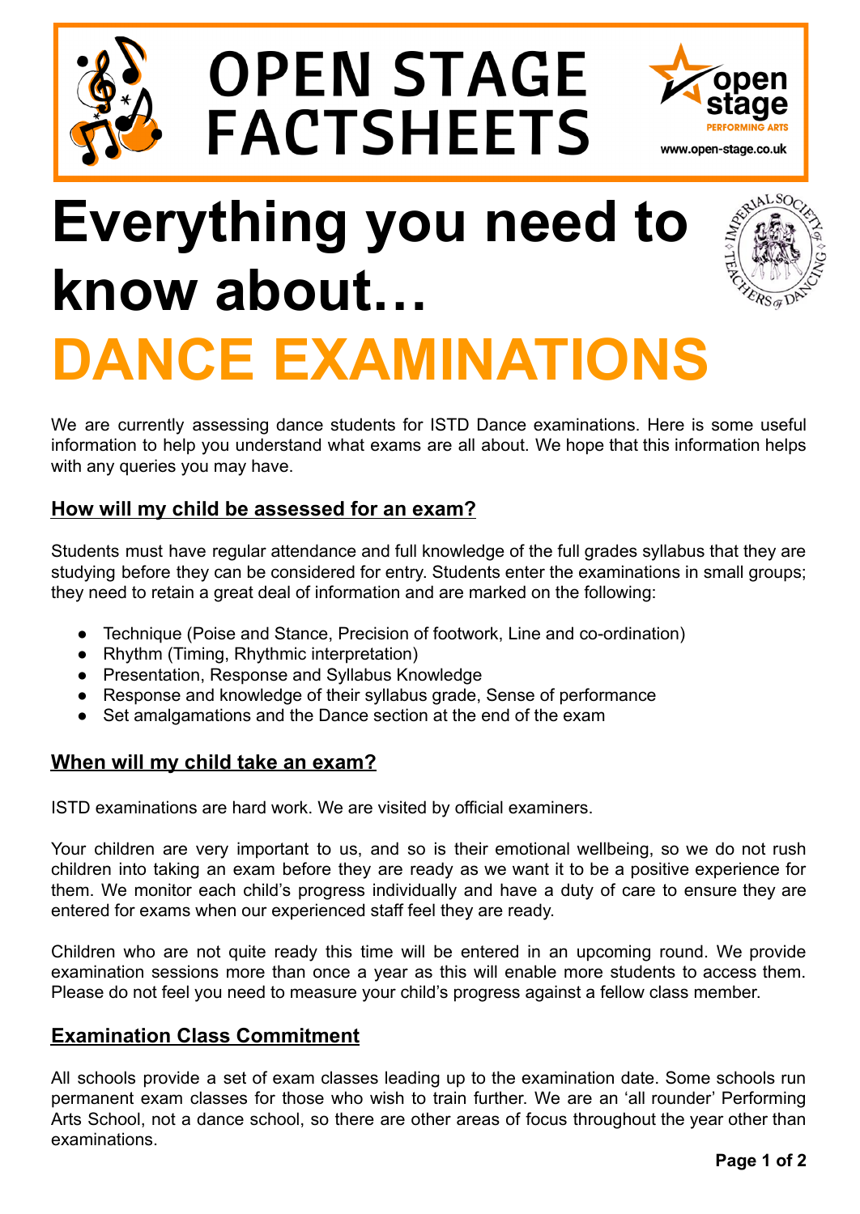# OPEN STAGE FACTSHEETS

open stage PERFORMING ARTS

www.open-stage.co.uk

# Everything you need to know about…

# DANCE EXAMINATIONS

We are currently assessing dance students for ISTD Dance examinations. Here is some useful information to help you understand what exams are all about. We hope that this information helps with any queries you may have.

## How will my child be assessed for an exam?

Students must have regular attendance and full knowledge of the full grades syllabus that they are studying before they can be considered for entry. Students enter the examinations in small groups; they need to retain a great deal of information and are marked on the following:

- Technique (Poise and Stance, Precision of footwork, Line and co-ordination)
- Rhythm (Timing, Rhythmic interpretation)
- Presentation, Response and Syllabus Knowledge
- Response and knowledge of their syllabus grade, Sense of performance
- Set amalgamations and the Dance section at the end of the exam

## When will my child take an exam?

ISTD examinations are hard work. We are visited by official examiners.

Your children are very important to us, and so is their emotional wellbeing, so we do not rush children into taking an exam before they are ready as we want it to be a positive experience for them. We monitor each child's progress individually and have a duty of care to ensure they are entered for exams when our experienced staff feel they are ready.

Children who are not quite ready this time will be entered in an upcoming round. We provide examination sessions more than once a year as this will enable more students to access them. Please do not feel you need to measure your child's progress against a fellow class member.

## Examination Class Commitment

All schools provide a set of exam classes leading up to the examination date. Some schools run permanent exam classes for those who wish to train further. We are an 'all rounder' Performing Arts School, not a dance school, so there are other areas of focus throughout the year other than examinations.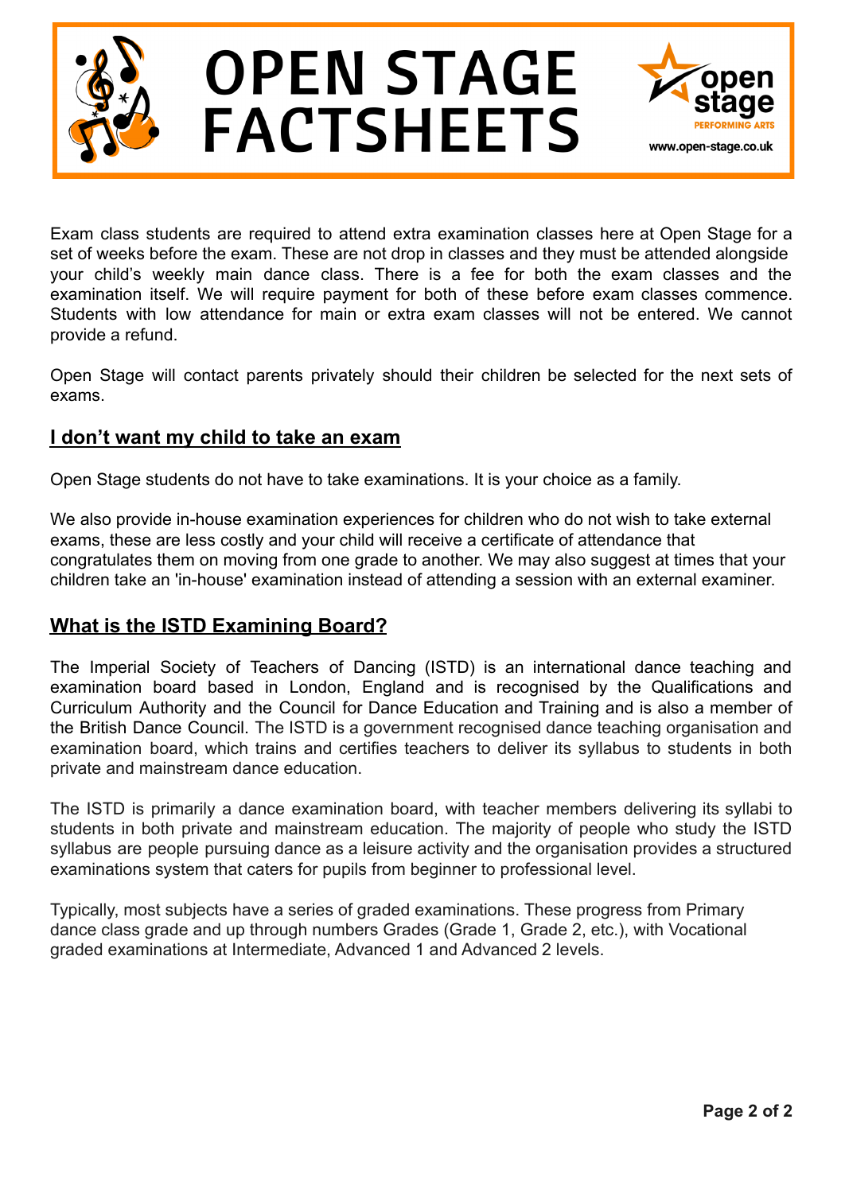# OPEN STAGE FACTSHEETS

Exam class students are required to attend extra examination classes here at Open Stage for a set of weeks before the exam. These are not drop in classes and they must be attended alongside your child's weekly main dance class. There is a fee for both the exam classes and the examination itself. We will require payment for both of these before exam classes commence. Students with low attendance for main or extra exam classes will not be entered. We cannot provide a refund.

Open Stage will contact parents privately should their children be selected for the next sets of exams.

## I don't want my child to take an exam

Open Stage students do not have to take examinations. It is your choice as a family.

We also provide in-house examination experiences for children who do not wish to take external exams, these are less costly and your child will receive a certificate of attendance that congratulates them on moving from one grade to another. We may also suggest at times that your children take an 'in-house' examination instead of attending a session with an external examiner.

## What is the ISTD Examining Board?

The Imperial Society of Teachers of Dancing (ISTD) is an international dance teaching and examination board based in London, England and is recognised by the Qualifications and Curriculum Authority and the Council for Dance Education and Training and is also a member of the British Dance Council. The ISTD is a government recognised dance teaching organisation and examination board, which trains and certifies teachers to deliver its syllabus to students in both private and mainstream dance education.

The ISTD is primarily a dance examination board, with teacher members delivering its syllabi to students in both private and mainstream education. The majority of people who study the ISTD syllabus are people pursuing dance as a leisure activity and the organisation provides a structured examinations system that caters for pupils from beginner to professional level.

Typically, most subjects have a series of graded examinations. These progress from Primary dance class grade and up through numbers Grades (Grade 1, Grade 2, etc.), with Vocational graded examinations at Intermediate, Advanced 1 and Advanced 2 levels.